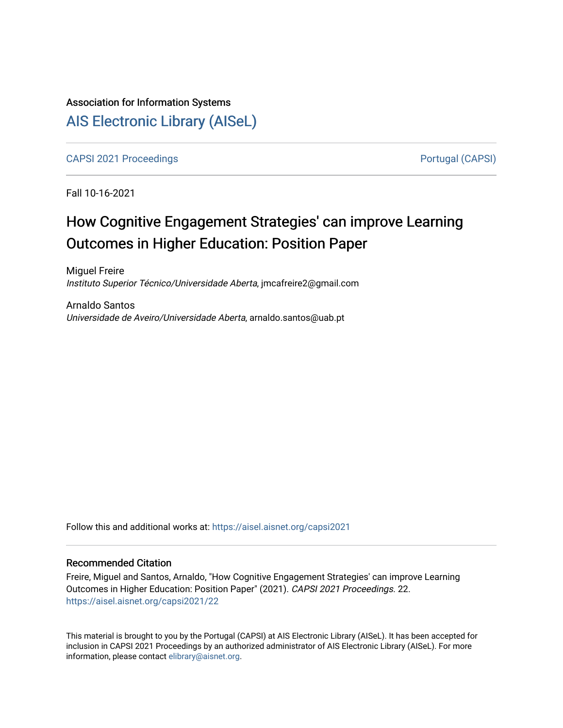Association for Information Systems

# AIS Electronic Library (AISeL)

CAPSI 2021 Proceedings | Portugal (CAPSI)

Fall 10-16-2021

## How Cognitive Engagement Strategies' can improve Learning Outcomes in Higher Education: Position Paper

Miguel Freire
*Instituto Superior Técnico/Universidade Aberta*, jmcafreire2@gmail.com

Arnaldo Santos
*Universidade de Aveiro/Universidade Aberta*, arnaldo.santos@uab.pt

Follow this and additional works at: https://aisel.aisnet.org/capsi2021

### Recommended Citation

Freire, Miguel and Santos, Arnaldo, "How Cognitive Engagement Strategies' can improve Learning Outcomes in Higher Education: Position Paper" (2021). *CAPSI 2021 Proceedings*. 22.
https://aisel.aisnet.org/capsi2021/22

This material is brought to you by the Portugal (CAPSI) at AIS Electronic Library (AISeL). It has been accepted for inclusion in CAPSI 2021 Proceedings by an authorized administrator of AIS Electronic Library (AISeL). For more information, please contact elibrary@aisnet.org.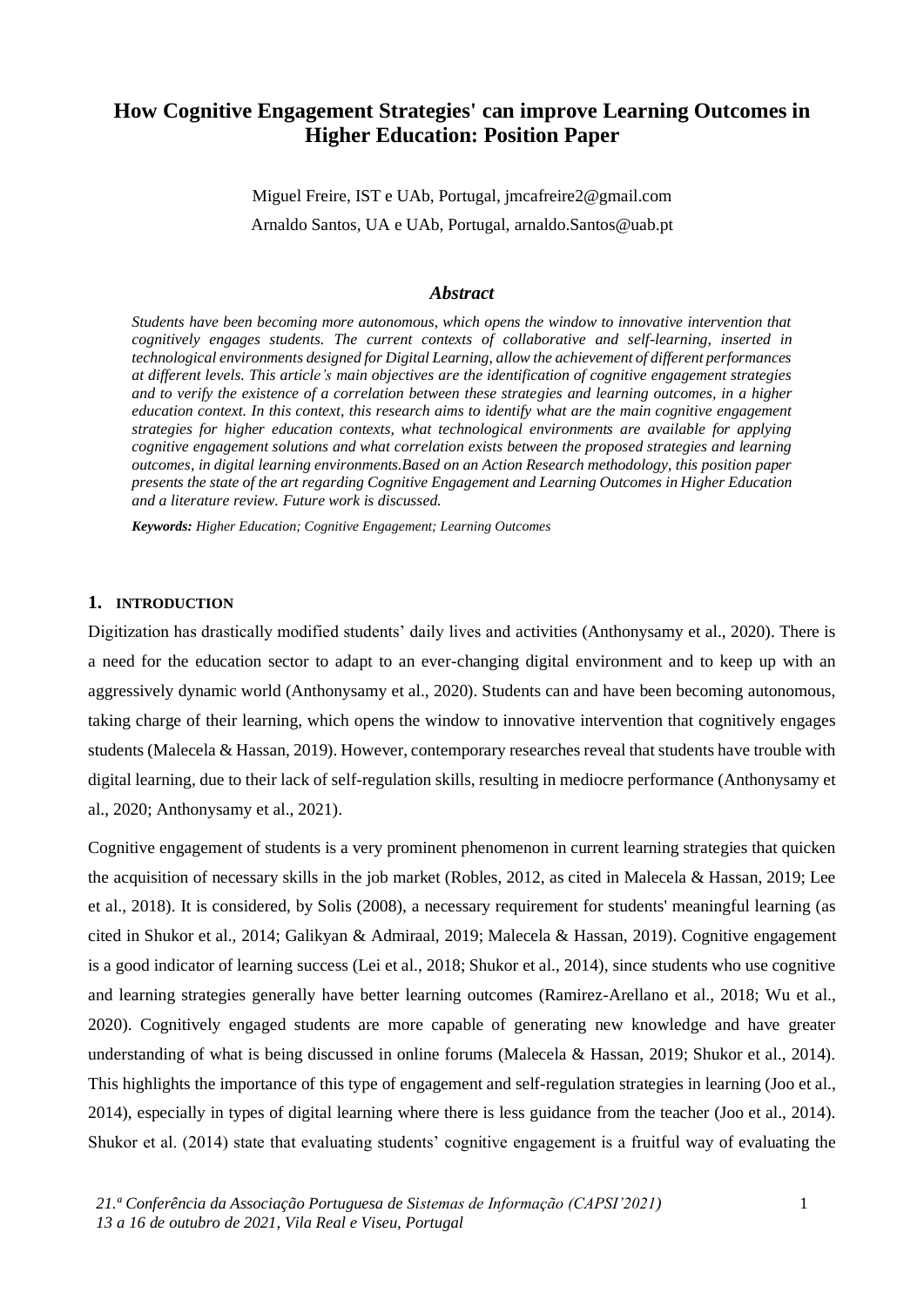# How Cognitive Engagement Strategies' can improve Learning Outcomes in Higher Education: Position Paper

Miguel Freire, IST e UAb, Portugal, jmcafreire2@gmail.com

Arnaldo Santos, UA e UAb, Portugal, arnaldo.Santos@uab.pt

## *Abstract*

***Students have been becoming more autonomous, which opens the window to innovative intervention that cognitively engages students. The current contexts of collaborative and self-learning, inserted in technological environments designed for Digital Learning, allow the achievement of different performances at different levels. This article's main objectives are the identification of cognitive engagement strategies and to verify the existence of a correlation between these strategies and learning outcomes, in a higher education context. In this context, this research aims to identify what are the main cognitive engagement strategies for higher education contexts, what technological environments are available for applying cognitive engagement solutions and what correlation exists between the proposed strategies and learning outcomes, in digital learning environments.Based on an Action Research methodology, this position paper presents the state of the art regarding Cognitive Engagement and Learning Outcomes in Higher Education and a literature review. Future work is discussed.***

***Keywords:*** *Higher Education; Cognitive Engagement; Learning Outcomes*

## 1. INTRODUCTION

Digitization has drastically modified students' daily lives and activities (Anthonysamy et al., 2020). There is a need for the education sector to adapt to an ever-changing digital environment and to keep up with an aggressively dynamic world (Anthonysamy et al., 2020). Students can and have been becoming autonomous, taking charge of their learning, which opens the window to innovative intervention that cognitively engages students (Malecela & Hassan, 2019). However, contemporary researches reveal that students have trouble with digital learning, due to their lack of self-regulation skills, resulting in mediocre performance (Anthonysamy et al., 2020; Anthonysamy et al., 2021).

Cognitive engagement of students is a very prominent phenomenon in current learning strategies that quicken the acquisition of necessary skills in the job market (Robles, 2012, as cited in Malecela & Hassan, 2019; Lee et al., 2018). It is considered, by Solis (2008), a necessary requirement for students' meaningful learning (as cited in Shukor et al., 2014; Galikyan & Admiraal, 2019; Malecela & Hassan, 2019). Cognitive engagement is a good indicator of learning success (Lei et al., 2018; Shukor et al., 2014), since students who use cognitive and learning strategies generally have better learning outcomes (Ramirez-Arellano et al., 2018; Wu et al., 2020). Cognitively engaged students are more capable of generating new knowledge and have greater understanding of what is being discussed in online forums (Malecela & Hassan, 2019; Shukor et al., 2014). This highlights the importance of this type of engagement and self-regulation strategies in learning (Joo et al., 2014), especially in types of digital learning where there is less guidance from the teacher (Joo et al., 2014). Shukor et al. (2014) state that evaluating students' cognitive engagement is a fruitful way of evaluating the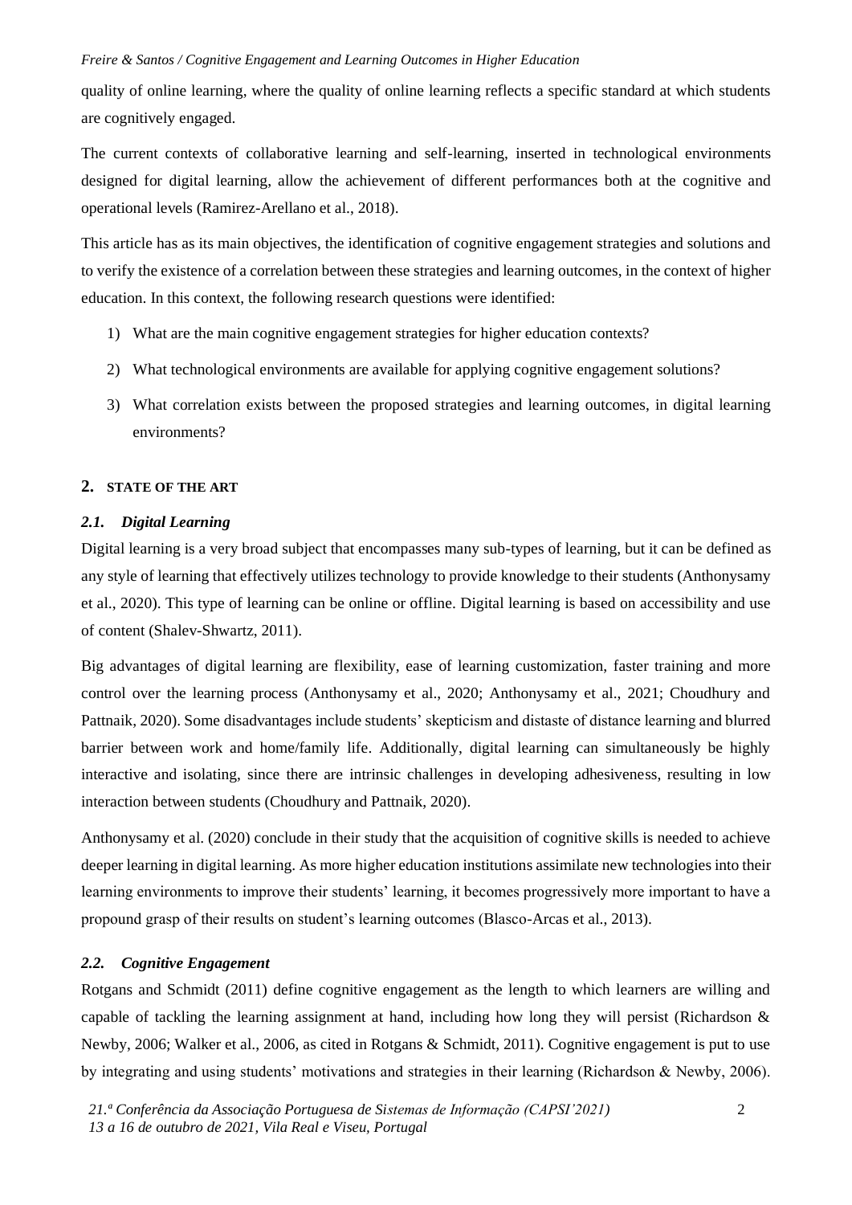quality of online learning, where the quality of online learning reflects a specific standard at which students are cognitively engaged.

The current contexts of collaborative learning and self-learning, inserted in technological environments designed for digital learning, allow the achievement of different performances both at the cognitive and operational levels (Ramirez-Arellano et al., 2018).

This article has as its main objectives, the identification of cognitive engagement strategies and solutions and to verify the existence of a correlation between these strategies and learning outcomes, in the context of higher education. In this context, the following research questions were identified:

1) What are the main cognitive engagement strategies for higher education contexts?
2) What technological environments are available for applying cognitive engagement solutions?
3) What correlation exists between the proposed strategies and learning outcomes, in digital learning environments?

## 2. STATE OF THE ART

### *2.1. Digital Learning*

Digital learning is a very broad subject that encompasses many sub-types of learning, but it can be defined as any style of learning that effectively utilizes technology to provide knowledge to their students (Anthonysamy et al., 2020). This type of learning can be online or offline. Digital learning is based on accessibility and use of content (Shalev-Shwartz, 2011).

Big advantages of digital learning are flexibility, ease of learning customization, faster training and more control over the learning process (Anthonysamy et al., 2020; Anthonysamy et al., 2021; Choudhury and Pattnaik, 2020). Some disadvantages include students' skepticism and distaste of distance learning and blurred barrier between work and home/family life. Additionally, digital learning can simultaneously be highly interactive and isolating, since there are intrinsic challenges in developing adhesiveness, resulting in low interaction between students (Choudhury and Pattnaik, 2020).

Anthonysamy et al. (2020) conclude in their study that the acquisition of cognitive skills is needed to achieve deeper learning in digital learning. As more higher education institutions assimilate new technologies into their learning environments to improve their students' learning, it becomes progressively more important to have a propound grasp of their results on student's learning outcomes (Blasco-Arcas et al., 2013).

### *2.2. Cognitive Engagement*

Rotgans and Schmidt (2011) define cognitive engagement as the length to which learners are willing and capable of tackling the learning assignment at hand, including how long they will persist (Richardson & Newby, 2006; Walker et al., 2006, as cited in Rotgans & Schmidt, 2011). Cognitive engagement is put to use by integrating and using students' motivations and strategies in their learning (Richardson & Newby, 2006).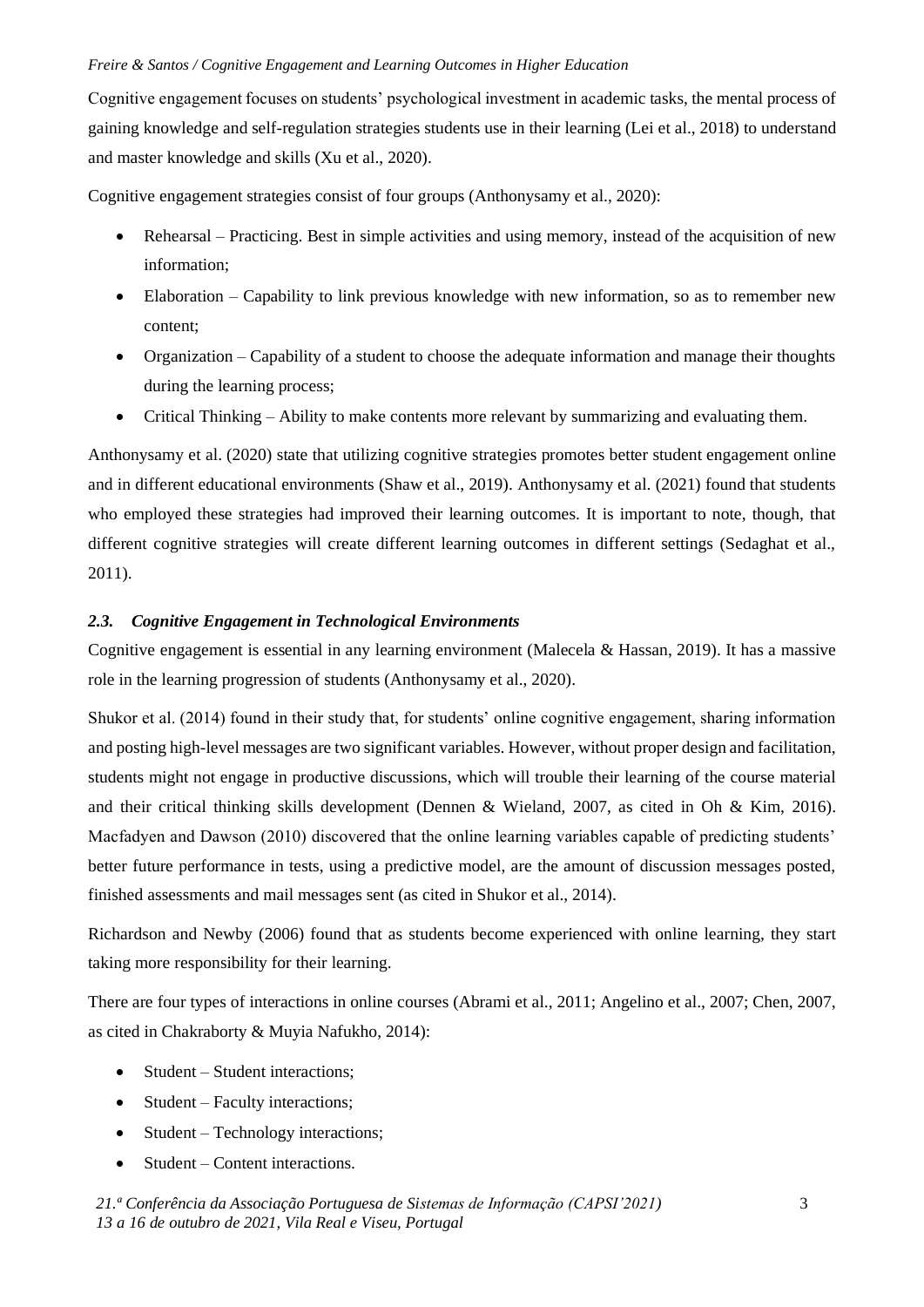Cognitive engagement focuses on students' psychological investment in academic tasks, the mental process of gaining knowledge and self-regulation strategies students use in their learning (Lei et al., 2018) to understand and master knowledge and skills (Xu et al., 2020).

Cognitive engagement strategies consist of four groups (Anthonysamy et al., 2020):

- Rehearsal – Practicing. Best in simple activities and using memory, instead of the acquisition of new information;
- Elaboration – Capability to link previous knowledge with new information, so as to remember new content;
- Organization – Capability of a student to choose the adequate information and manage their thoughts during the learning process;
- Critical Thinking – Ability to make contents more relevant by summarizing and evaluating them.

Anthonysamy et al. (2020) state that utilizing cognitive strategies promotes better student engagement online and in different educational environments (Shaw et al., 2019). Anthonysamy et al. (2021) found that students who employed these strategies had improved their learning outcomes. It is important to note, though, that different cognitive strategies will create different learning outcomes in different settings (Sedaghat et al., 2011).

### *2.3. Cognitive Engagement in Technological Environments*

Cognitive engagement is essential in any learning environment (Malecela & Hassan, 2019). It has a massive role in the learning progression of students (Anthonysamy et al., 2020).

Shukor et al. (2014) found in their study that, for students' online cognitive engagement, sharing information and posting high-level messages are two significant variables. However, without proper design and facilitation, students might not engage in productive discussions, which will trouble their learning of the course material and their critical thinking skills development (Dennen & Wieland, 2007, as cited in Oh & Kim, 2016). Macfadyen and Dawson (2010) discovered that the online learning variables capable of predicting students' better future performance in tests, using a predictive model, are the amount of discussion messages posted, finished assessments and mail messages sent (as cited in Shukor et al., 2014).

Richardson and Newby (2006) found that as students become experienced with online learning, they start taking more responsibility for their learning.

There are four types of interactions in online courses (Abrami et al., 2011; Angelino et al., 2007; Chen, 2007, as cited in Chakraborty & Muyia Nafukho, 2014):

- Student – Student interactions;
- Student – Faculty interactions;
- Student – Technology interactions;
- Student – Content interactions.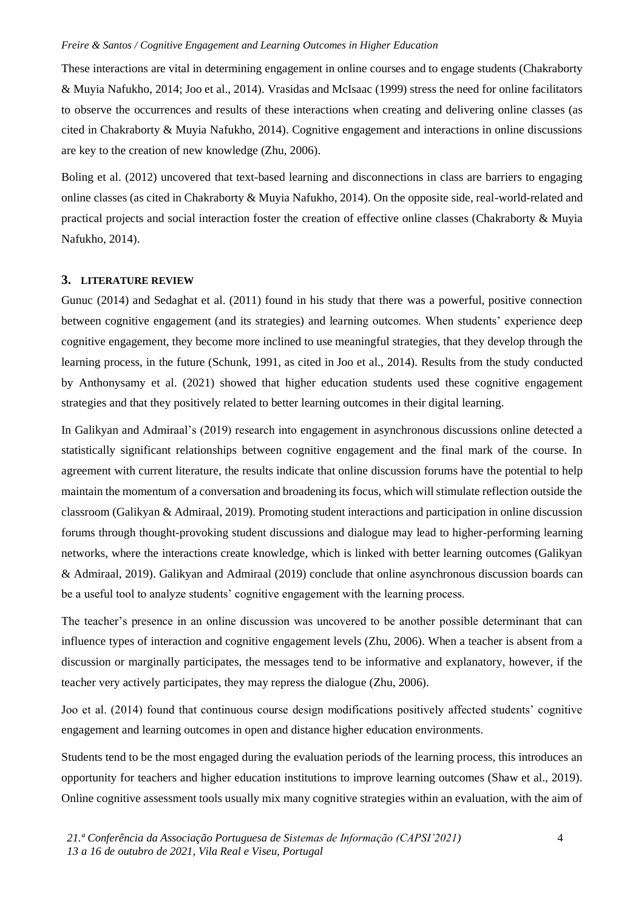These interactions are vital in determining engagement in online courses and to engage students (Chakraborty & Muyia Nafukho, 2014; Joo et al., 2014). Vrasidas and McIsaac (1999) stress the need for online facilitators to observe the occurrences and results of these interactions when creating and delivering online classes (as cited in Chakraborty & Muyia Nafukho, 2014). Cognitive engagement and interactions in online discussions are key to the creation of new knowledge (Zhu, 2006).

Boling et al. (2012) uncovered that text-based learning and disconnections in class are barriers to engaging online classes (as cited in Chakraborty & Muyia Nafukho, 2014). On the opposite side, real-world-related and practical projects and social interaction foster the creation of effective online classes (Chakraborty & Muyia Nafukho, 2014).

## 3. LITERATURE REVIEW

Gunuc (2014) and Sedaghat et al. (2011) found in his study that there was a powerful, positive connection between cognitive engagement (and its strategies) and learning outcomes. When students' experience deep cognitive engagement, they become more inclined to use meaningful strategies, that they develop through the learning process, in the future (Schunk, 1991, as cited in Joo et al., 2014). Results from the study conducted by Anthonysamy et al. (2021) showed that higher education students used these cognitive engagement strategies and that they positively related to better learning outcomes in their digital learning.

In Galikyan and Admiraal's (2019) research into engagement in asynchronous discussions online detected a statistically significant relationships between cognitive engagement and the final mark of the course. In agreement with current literature, the results indicate that online discussion forums have the potential to help maintain the momentum of a conversation and broadening its focus, which will stimulate reflection outside the classroom (Galikyan & Admiraal, 2019). Promoting student interactions and participation in online discussion forums through thought-provoking student discussions and dialogue may lead to higher-performing learning networks, where the interactions create knowledge, which is linked with better learning outcomes (Galikyan & Admiraal, 2019). Galikyan and Admiraal (2019) conclude that online asynchronous discussion boards can be a useful tool to analyze students' cognitive engagement with the learning process.

The teacher's presence in an online discussion was uncovered to be another possible determinant that can influence types of interaction and cognitive engagement levels (Zhu, 2006). When a teacher is absent from a discussion or marginally participates, the messages tend to be informative and explanatory, however, if the teacher very actively participates, they may repress the dialogue (Zhu, 2006).

Joo et al. (2014) found that continuous course design modifications positively affected students' cognitive engagement and learning outcomes in open and distance higher education environments.

Students tend to be the most engaged during the evaluation periods of the learning process, this introduces an opportunity for teachers and higher education institutions to improve learning outcomes (Shaw et al., 2019). Online cognitive assessment tools usually mix many cognitive strategies within an evaluation, with the aim of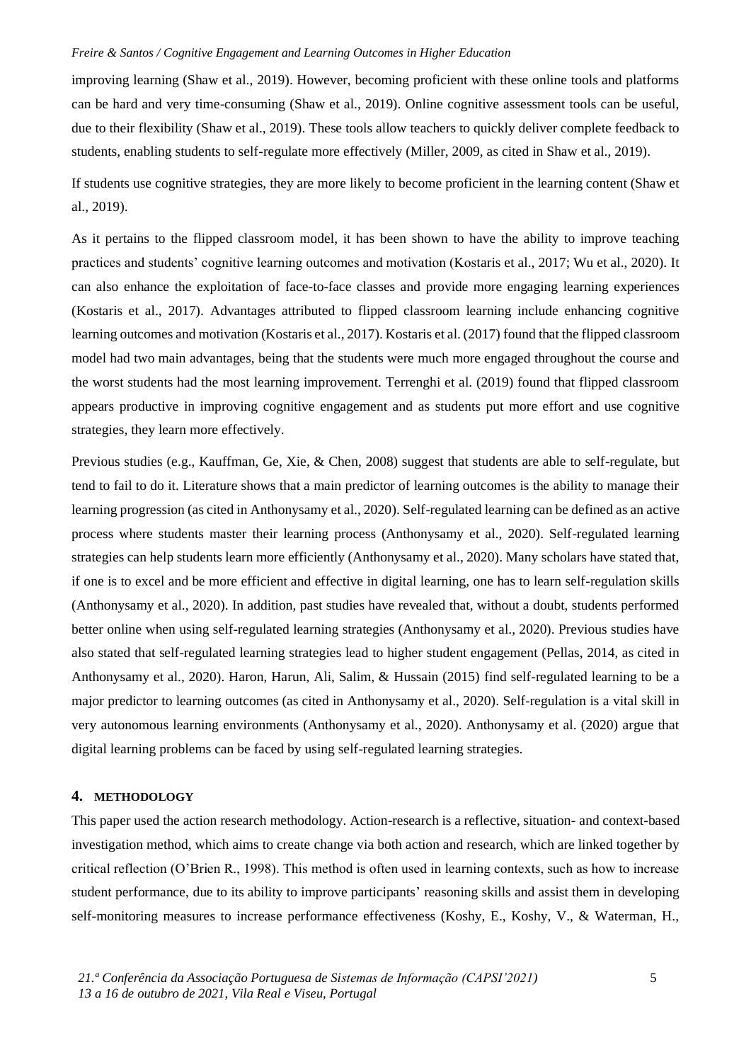improving learning (Shaw et al., 2019). However, becoming proficient with these online tools and platforms can be hard and very time-consuming (Shaw et al., 2019). Online cognitive assessment tools can be useful, due to their flexibility (Shaw et al., 2019). These tools allow teachers to quickly deliver complete feedback to students, enabling students to self-regulate more effectively (Miller, 2009, as cited in Shaw et al., 2019).

If students use cognitive strategies, they are more likely to become proficient in the learning content (Shaw et al., 2019).

As it pertains to the flipped classroom model, it has been shown to have the ability to improve teaching practices and students' cognitive learning outcomes and motivation (Kostaris et al., 2017; Wu et al., 2020). It can also enhance the exploitation of face-to-face classes and provide more engaging learning experiences (Kostaris et al., 2017). Advantages attributed to flipped classroom learning include enhancing cognitive learning outcomes and motivation (Kostaris et al., 2017). Kostaris et al. (2017) found that the flipped classroom model had two main advantages, being that the students were much more engaged throughout the course and the worst students had the most learning improvement. Terrenghi et al. (2019) found that flipped classroom appears productive in improving cognitive engagement and as students put more effort and use cognitive strategies, they learn more effectively.

Previous studies (e.g., Kauffman, Ge, Xie, & Chen, 2008) suggest that students are able to self-regulate, but tend to fail to do it. Literature shows that a main predictor of learning outcomes is the ability to manage their learning progression (as cited in Anthonysamy et al., 2020). Self-regulated learning can be defined as an active process where students master their learning process (Anthonysamy et al., 2020). Self-regulated learning strategies can help students learn more efficiently (Anthonysamy et al., 2020). Many scholars have stated that, if one is to excel and be more efficient and effective in digital learning, one has to learn self-regulation skills (Anthonysamy et al., 2020). In addition, past studies have revealed that, without a doubt, students performed better online when using self-regulated learning strategies (Anthonysamy et al., 2020). Previous studies have also stated that self-regulated learning strategies lead to higher student engagement (Pellas, 2014, as cited in Anthonysamy et al., 2020). Haron, Harun, Ali, Salim, & Hussain (2015) find self-regulated learning to be a major predictor to learning outcomes (as cited in Anthonysamy et al., 2020). Self-regulation is a vital skill in very autonomous learning environments (Anthonysamy et al., 2020). Anthonysamy et al. (2020) argue that digital learning problems can be faced by using self-regulated learning strategies.

## 4. METHODOLOGY

This paper used the action research methodology. Action-research is a reflective, situation- and context-based investigation method, which aims to create change via both action and research, which are linked together by critical reflection (O'Brien R., 1998). This method is often used in learning contexts, such as how to increase student performance, due to its ability to improve participants' reasoning skills and assist them in developing self-monitoring measures to increase performance effectiveness (Koshy, E., Koshy, V., & Waterman, H.,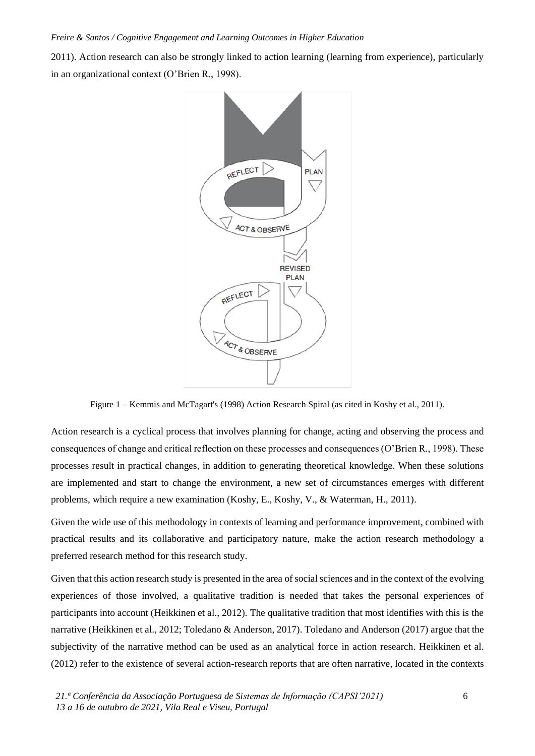2011). Action research can also be strongly linked to action learning (learning from experience), particularly in an organizational context (O'Brien R., 1998).

Figure 1 – Kemmis and McTagart's (1998) Action Research Spiral (as cited in Koshy et al., 2011).

Action research is a cyclical process that involves planning for change, acting and observing the process and consequences of change and critical reflection on these processes and consequences (O'Brien R., 1998). These processes result in practical changes, in addition to generating theoretical knowledge. When these solutions are implemented and start to change the environment, a new set of circumstances emerges with different problems, which require a new examination (Koshy, E., Koshy, V., & Waterman, H., 2011).

Given the wide use of this methodology in contexts of learning and performance improvement, combined with practical results and its collaborative and participatory nature, make the action research methodology a preferred research method for this research study.

Given that this action research study is presented in the area of social sciences and in the context of the evolving experiences of those involved, a qualitative tradition is needed that takes the personal experiences of participants into account (Heikkinen et al., 2012). The qualitative tradition that most identifies with this is the narrative (Heikkinen et al., 2012; Toledano & Anderson, 2017). Toledano and Anderson (2017) argue that the subjectivity of the narrative method can be used as an analytical force in action research. Heikkinen et al. (2012) refer to the existence of several action-research reports that are often narrative, located in the contexts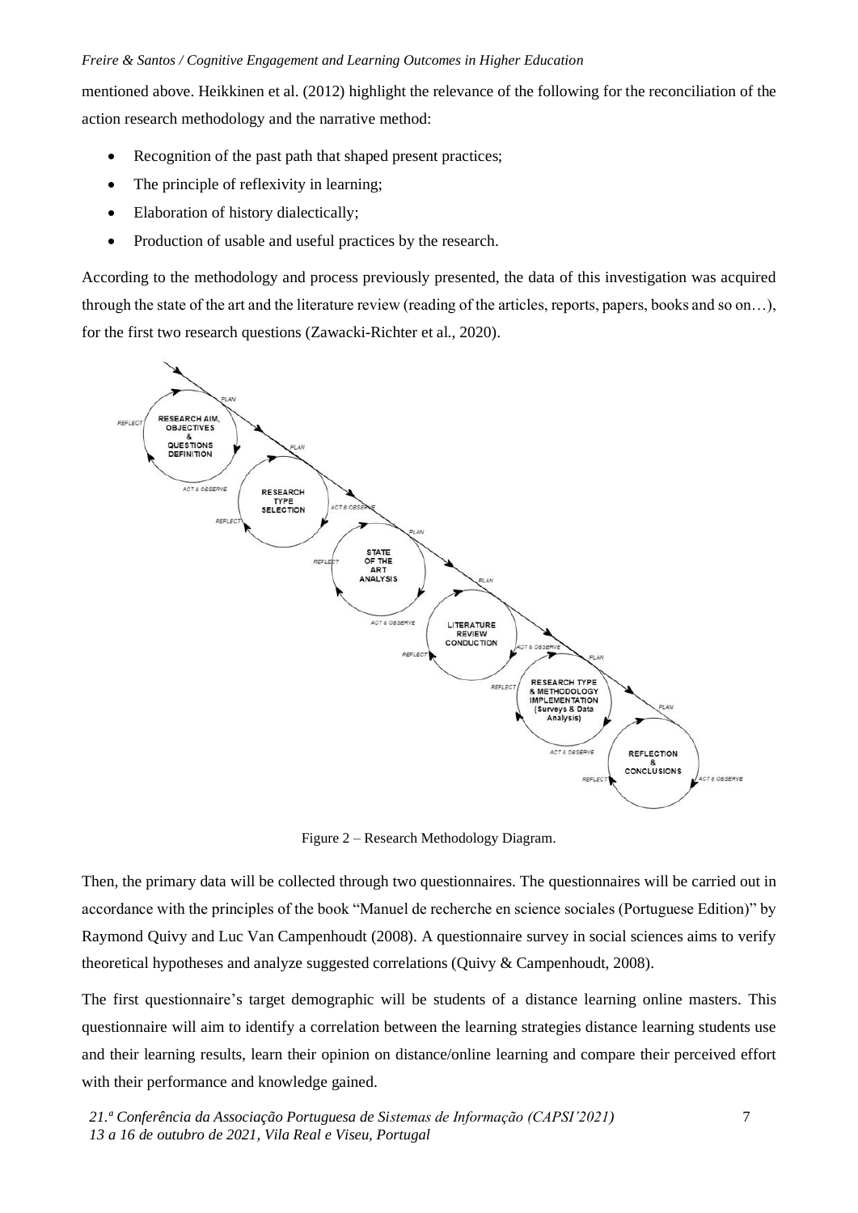mentioned above. Heikkinen et al. (2012) highlight the relevance of the following for the reconciliation of the action research methodology and the narrative method:

- Recognition of the past path that shaped present practices;
- The principle of reflexivity in learning;
- Elaboration of history dialectically;
- Production of usable and useful practices by the research.

According to the methodology and process previously presented, the data of this investigation was acquired through the state of the art and the literature review (reading of the articles, reports, papers, books and so on…), for the first two research questions (Zawacki-Richter et al., 2020).

Figure 2 – Research Methodology Diagram.

Then, the primary data will be collected through two questionnaires. The questionnaires will be carried out in accordance with the principles of the book "Manuel de recherche en science sociales (Portuguese Edition)" by Raymond Quivy and Luc Van Campenhoudt (2008). A questionnaire survey in social sciences aims to verify theoretical hypotheses and analyze suggested correlations (Quivy & Campenhoudt, 2008).

The first questionnaire's target demographic will be students of a distance learning online masters. This questionnaire will aim to identify a correlation between the learning strategies distance learning students use and their learning results, learn their opinion on distance/online learning and compare their perceived effort with their performance and knowledge gained.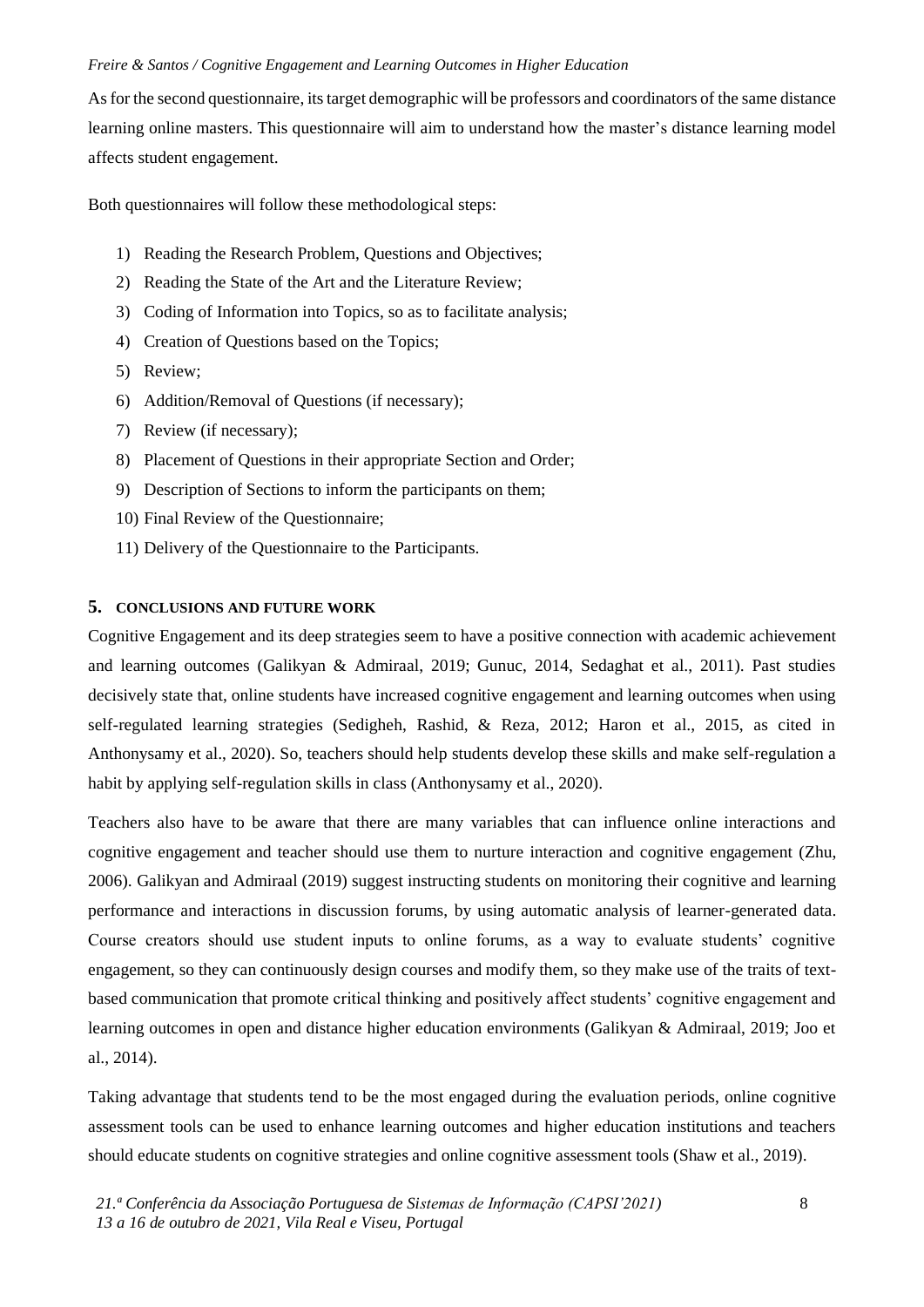As for the second questionnaire, its target demographic will be professors and coordinators of the same distance learning online masters. This questionnaire will aim to understand how the master's distance learning model affects student engagement.

Both questionnaires will follow these methodological steps:

1) Reading the Research Problem, Questions and Objectives;
2) Reading the State of the Art and the Literature Review;
3) Coding of Information into Topics, so as to facilitate analysis;
4) Creation of Questions based on the Topics;
5) Review;
6) Addition/Removal of Questions (if necessary);
7) Review (if necessary);
8) Placement of Questions in their appropriate Section and Order;
9) Description of Sections to inform the participants on them;
10) Final Review of the Questionnaire;
11) Delivery of the Questionnaire to the Participants.

## 5. CONCLUSIONS AND FUTURE WORK

Cognitive Engagement and its deep strategies seem to have a positive connection with academic achievement and learning outcomes (Galikyan & Admiraal, 2019; Gunuc, 2014, Sedaghat et al., 2011). Past studies decisively state that, online students have increased cognitive engagement and learning outcomes when using self-regulated learning strategies (Sedigheh, Rashid, & Reza, 2012; Haron et al., 2015, as cited in Anthonysamy et al., 2020). So, teachers should help students develop these skills and make self-regulation a habit by applying self-regulation skills in class (Anthonysamy et al., 2020).

Teachers also have to be aware that there are many variables that can influence online interactions and cognitive engagement and teacher should use them to nurture interaction and cognitive engagement (Zhu, 2006). Galikyan and Admiraal (2019) suggest instructing students on monitoring their cognitive and learning performance and interactions in discussion forums, by using automatic analysis of learner-generated data. Course creators should use student inputs to online forums, as a way to evaluate students' cognitive engagement, so they can continuously design courses and modify them, so they make use of the traits of text-based communication that promote critical thinking and positively affect students' cognitive engagement and learning outcomes in open and distance higher education environments (Galikyan & Admiraal, 2019; Joo et al., 2014).

Taking advantage that students tend to be the most engaged during the evaluation periods, online cognitive assessment tools can be used to enhance learning outcomes and higher education institutions and teachers should educate students on cognitive strategies and online cognitive assessment tools (Shaw et al., 2019).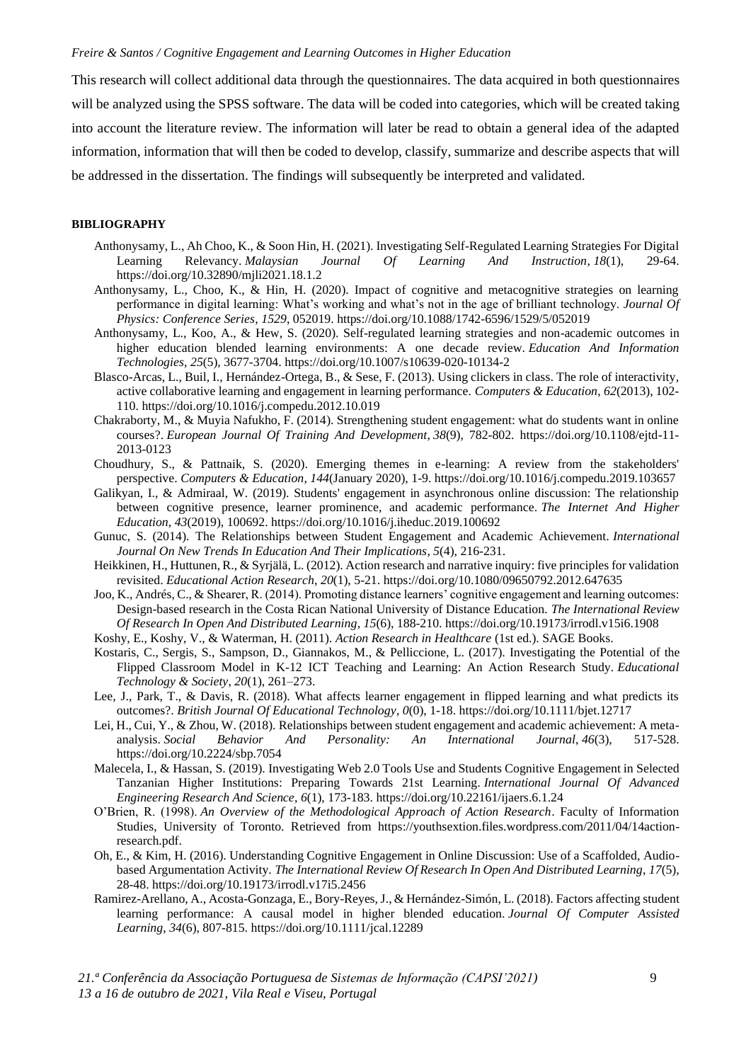This research will collect additional data through the questionnaires. The data acquired in both questionnaires will be analyzed using the SPSS software. The data will be coded into categories, which will be created taking into account the literature review. The information will later be read to obtain a general idea of the adapted information, information that will then be coded to develop, classify, summarize and describe aspects that will be addressed in the dissertation. The findings will subsequently be interpreted and validated.

**BIBLIOGRAPHY**

Anthonysamy, L., Ah Choo, K., & Soon Hin, H. (2021). Investigating Self-Regulated Learning Strategies For Digital Learning Relevancy. *Malaysian Journal Of Learning And Instruction*, *18*(1), 29-64. https://doi.org/10.32890/mjli2021.18.1.2

Anthonysamy, L., Choo, K., & Hin, H. (2020). Impact of cognitive and metacognitive strategies on learning performance in digital learning: What's working and what's not in the age of brilliant technology. *Journal Of Physics: Conference Series*, *1529*, 052019. https://doi.org/10.1088/1742-6596/1529/5/052019

Anthonysamy, L., Koo, A., & Hew, S. (2020). Self-regulated learning strategies and non-academic outcomes in higher education blended learning environments: A one decade review. *Education And Information Technologies*, *25*(5), 3677-3704. https://doi.org/10.1007/s10639-020-10134-2

Blasco-Arcas, L., Buil, I., Hernández-Ortega, B., & Sese, F. (2013). Using clickers in class. The role of interactivity, active collaborative learning and engagement in learning performance. *Computers & Education*, *62*(2013), 102-110. https://doi.org/10.1016/j.compedu.2012.10.019

Chakraborty, M., & Muyia Nafukho, F. (2014). Strengthening student engagement: what do students want in online courses?. *European Journal Of Training And Development*, *38*(9), 782-802. https://doi.org/10.1108/ejtd-11-2013-0123

Choudhury, S., & Pattnaik, S. (2020). Emerging themes in e-learning: A review from the stakeholders' perspective. *Computers & Education*, *144*(January 2020), 1-9. https://doi.org/10.1016/j.compedu.2019.103657

Galikyan, I., & Admiraal, W. (2019). Students' engagement in asynchronous online discussion: The relationship between cognitive presence, learner prominence, and academic performance. *The Internet And Higher Education*, *43*(2019), 100692. https://doi.org/10.1016/j.iheduc.2019.100692

Gunuc, S. (2014). The Relationships between Student Engagement and Academic Achievement. *International Journal On New Trends In Education And Their Implications*, *5*(4), 216-231.

Heikkinen, H., Huttunen, R., & Syrjälä, L. (2012). Action research and narrative inquiry: five principles for validation revisited. *Educational Action Research*, *20*(1), 5-21. https://doi.org/10.1080/09650792.2012.647635

Joo, K., Andrés, C., & Shearer, R. (2014). Promoting distance learners' cognitive engagement and learning outcomes: Design-based research in the Costa Rican National University of Distance Education. *The International Review Of Research In Open And Distributed Learning*, *15*(6), 188-210. https://doi.org/10.19173/irrodl.v15i6.1908

Koshy, E., Koshy, V., & Waterman, H. (2011). *Action Research in Healthcare* (1st ed.). SAGE Books.

Kostaris, C., Sergis, S., Sampson, D., Giannakos, M., & Pelliccione, L. (2017). Investigating the Potential of the Flipped Classroom Model in K-12 ICT Teaching and Learning: An Action Research Study. *Educational Technology & Society*, *20*(1), 261–273.

Lee, J., Park, T., & Davis, R. (2018). What affects learner engagement in flipped learning and what predicts its outcomes?. *British Journal Of Educational Technology*, *0*(0), 1-18. https://doi.org/10.1111/bjet.12717

Lei, H., Cui, Y., & Zhou, W. (2018). Relationships between student engagement and academic achievement: A meta-analysis. *Social Behavior And Personality: An International Journal*, *46*(3), 517-528. https://doi.org/10.2224/sbp.7054

Malecela, I., & Hassan, S. (2019). Investigating Web 2.0 Tools Use and Students Cognitive Engagement in Selected Tanzanian Higher Institutions: Preparing Towards 21st Learning. *International Journal Of Advanced Engineering Research And Science*, *6*(1), 173-183. https://doi.org/10.22161/ijaers.6.1.24

O'Brien, R. (1998). *An Overview of the Methodological Approach of Action Research*. Faculty of Information Studies, University of Toronto. Retrieved from https://youthsextion.files.wordpress.com/2011/04/14action-research.pdf.

Oh, E., & Kim, H. (2016). Understanding Cognitive Engagement in Online Discussion: Use of a Scaffolded, Audio-based Argumentation Activity. *The International Review Of Research In Open And Distributed Learning*, *17*(5), 28-48. https://doi.org/10.19173/irrodl.v17i5.2456

Ramirez-Arellano, A., Acosta-Gonzaga, E., Bory-Reyes, J., & Hernández-Simón, L. (2018). Factors affecting student learning performance: A causal model in higher blended education. *Journal Of Computer Assisted Learning*, *34*(6), 807-815. https://doi.org/10.1111/jcal.12289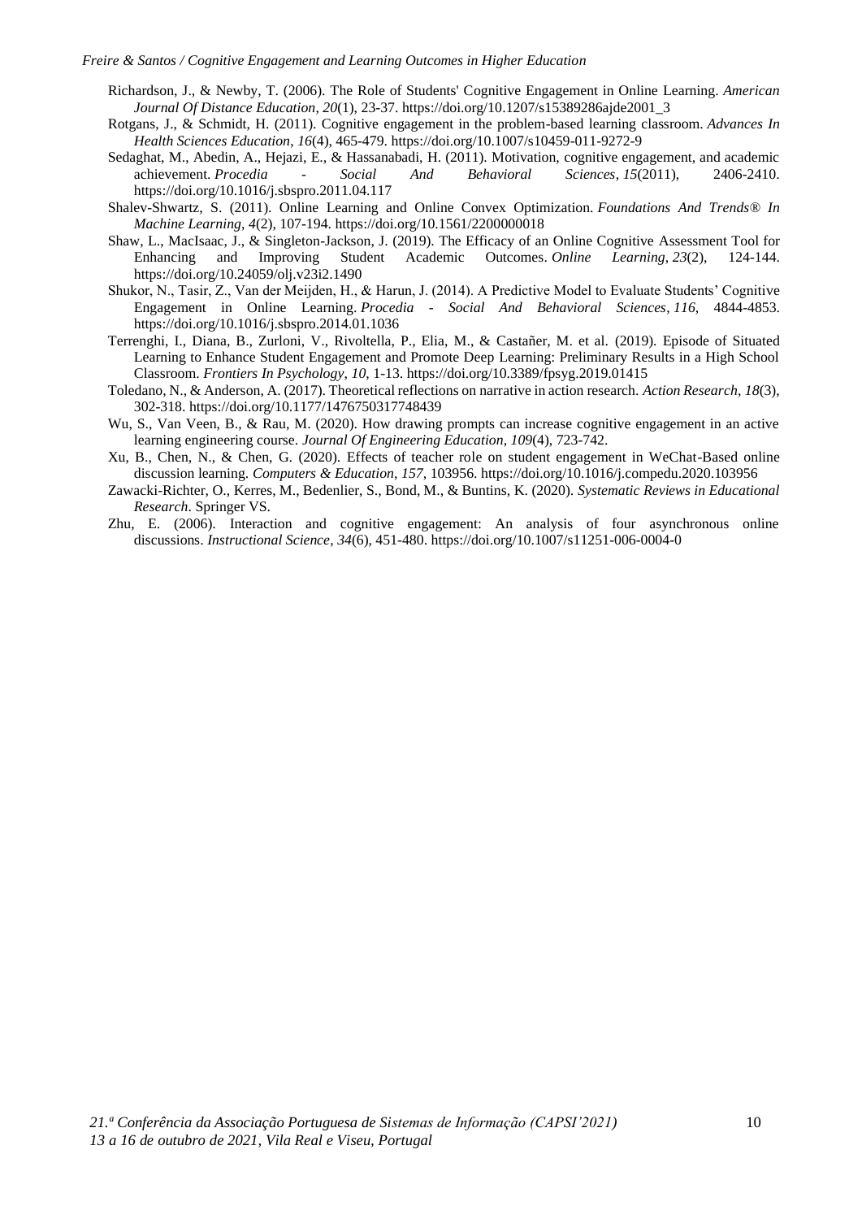Richardson, J., & Newby, T. (2006). The Role of Students' Cognitive Engagement in Online Learning. *American Journal Of Distance Education*, *20*(1), 23-37. https://doi.org/10.1207/s15389286ajde2001_3

Rotgans, J., & Schmidt, H. (2011). Cognitive engagement in the problem-based learning classroom. *Advances In Health Sciences Education*, *16*(4), 465-479. https://doi.org/10.1007/s10459-011-9272-9

Sedaghat, M., Abedin, A., Hejazi, E., & Hassanabadi, H. (2011). Motivation, cognitive engagement, and academic achievement. *Procedia - Social And Behavioral Sciences*, *15*(2011), 2406-2410. https://doi.org/10.1016/j.sbspro.2011.04.117

Shalev-Shwartz, S. (2011). Online Learning and Online Convex Optimization. *Foundations And Trends® In Machine Learning*, *4*(2), 107-194. https://doi.org/10.1561/2200000018

Shaw, L., MacIsaac, J., & Singleton-Jackson, J. (2019). The Efficacy of an Online Cognitive Assessment Tool for Enhancing and Improving Student Academic Outcomes. *Online Learning*, *23*(2), 124-144. https://doi.org/10.24059/olj.v23i2.1490

Shukor, N., Tasir, Z., Van der Meijden, H., & Harun, J. (2014). A Predictive Model to Evaluate Students' Cognitive Engagement in Online Learning. *Procedia - Social And Behavioral Sciences*, *116*, 4844-4853. https://doi.org/10.1016/j.sbspro.2014.01.1036

Terrenghi, I., Diana, B., Zurloni, V., Rivoltella, P., Elia, M., & Castañer, M. et al. (2019). Episode of Situated Learning to Enhance Student Engagement and Promote Deep Learning: Preliminary Results in a High School Classroom. *Frontiers In Psychology*, *10*, 1-13. https://doi.org/10.3389/fpsyg.2019.01415

Toledano, N., & Anderson, A. (2017). Theoretical reflections on narrative in action research. *Action Research*, *18*(3), 302-318. https://doi.org/10.1177/1476750317748439

Wu, S., Van Veen, B., & Rau, M. (2020). How drawing prompts can increase cognitive engagement in an active learning engineering course. *Journal Of Engineering Education*, *109*(4), 723-742.

Xu, B., Chen, N., & Chen, G. (2020). Effects of teacher role on student engagement in WeChat-Based online discussion learning. *Computers & Education*, *157*, 103956. https://doi.org/10.1016/j.compedu.2020.103956

Zawacki-Richter, O., Kerres, M., Bedenlier, S., Bond, M., & Buntins, K. (2020). *Systematic Reviews in Educational Research*. Springer VS.

Zhu, E. (2006). Interaction and cognitive engagement: An analysis of four asynchronous online discussions. *Instructional Science*, *34*(6), 451-480. https://doi.org/10.1007/s11251-006-0004-0